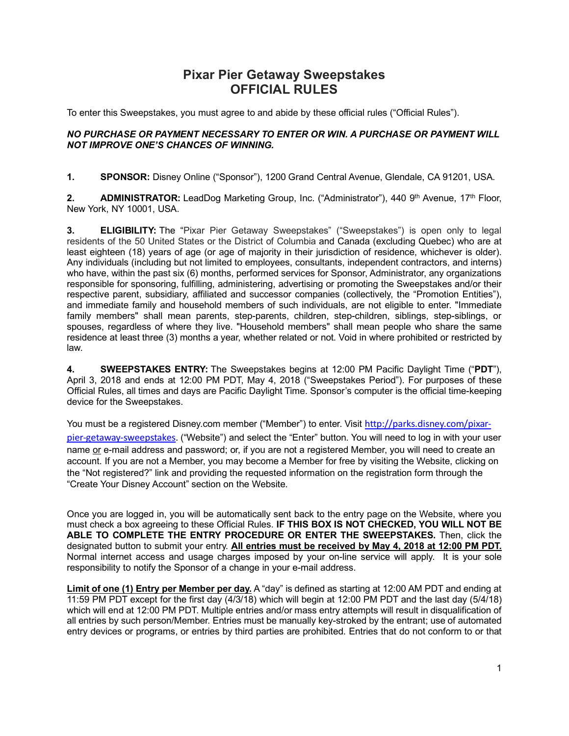# Pixar Pier Getaway Sweepstakes
# OFFICIAL RULES

To enter this Sweepstakes, you must agree to and abide by these official rules ("Official Rules").

***NO PURCHASE OR PAYMENT NECESSARY TO ENTER OR WIN. A PURCHASE OR PAYMENT WILL NOT IMPROVE ONE'S CHANCES OF WINNING.***

**1. SPONSOR:** Disney Online ("Sponsor"), 1200 Grand Central Avenue, Glendale, CA 91201, USA.

**2. ADMINISTRATOR:** LeadDog Marketing Group, Inc. ("Administrator"), 440 9th Avenue, 17th Floor, New York, NY 10001, USA.

**3. ELIGIBILITY:** The "Pixar Pier Getaway Sweepstakes" ("Sweepstakes") is open only to legal residents of the 50 United States or the District of Columbia and Canada (excluding Quebec) who are at least eighteen (18) years of age (or age of majority in their jurisdiction of residence, whichever is older). Any individuals (including but not limited to employees, consultants, independent contractors, and interns) who have, within the past six (6) months, performed services for Sponsor, Administrator, any organizations responsible for sponsoring, fulfilling, administering, advertising or promoting the Sweepstakes and/or their respective parent, subsidiary, affiliated and successor companies (collectively, the "Promotion Entities"), and immediate family and household members of such individuals, are not eligible to enter. "Immediate family members" shall mean parents, step-parents, children, step-children, siblings, step-siblings, or spouses, regardless of where they live. "Household members" shall mean people who share the same residence at least three (3) months a year, whether related or not. Void in where prohibited or restricted by law.

**4. SWEEPSTAKES ENTRY:** The Sweepstakes begins at 12:00 PM Pacific Daylight Time ("**PDT**"), April 3, 2018 and ends at 12:00 PM PDT, May 4, 2018 ("Sweepstakes Period"). For purposes of these Official Rules, all times and days are Pacific Daylight Time. Sponsor's computer is the official time-keeping device for the Sweepstakes.

You must be a registered Disney.com member ("Member") to enter. Visit http://parks.disney.com/pixar-pier-getaway-sweepstakes. ("Website") and select the "Enter" button. You will need to log in with your user name or e-mail address and password; or, if you are not a registered Member, you will need to create an account. If you are not a Member, you may become a Member for free by visiting the Website, clicking on the "Not registered?" link and providing the requested information on the registration form through the "Create Your Disney Account" section on the Website.

Once you are logged in, you will be automatically sent back to the entry page on the Website, where you must check a box agreeing to these Official Rules. **IF THIS BOX IS NOT CHECKED, YOU WILL NOT BE ABLE TO COMPLETE THE ENTRY PROCEDURE OR ENTER THE SWEEPSTAKES.** Then, click the designated button to submit your entry. **All entries must be received by May 4, 2018 at 12:00 PM PDT.** Normal internet access and usage charges imposed by your on-line service will apply. It is your sole responsibility to notify the Sponsor of a change in your e-mail address.

**Limit of one (1) Entry per Member per day.** A "day" is defined as starting at 12:00 AM PDT and ending at 11:59 PM PDT except for the first day (4/3/18) which will begin at 12:00 PM PDT and the last day (5/4/18) which will end at 12:00 PM PDT. Multiple entries and/or mass entry attempts will result in disqualification of all entries by such person/Member. Entries must be manually key-stroked by the entrant; use of automated entry devices or programs, or entries by third parties are prohibited. Entries that do not conform to or that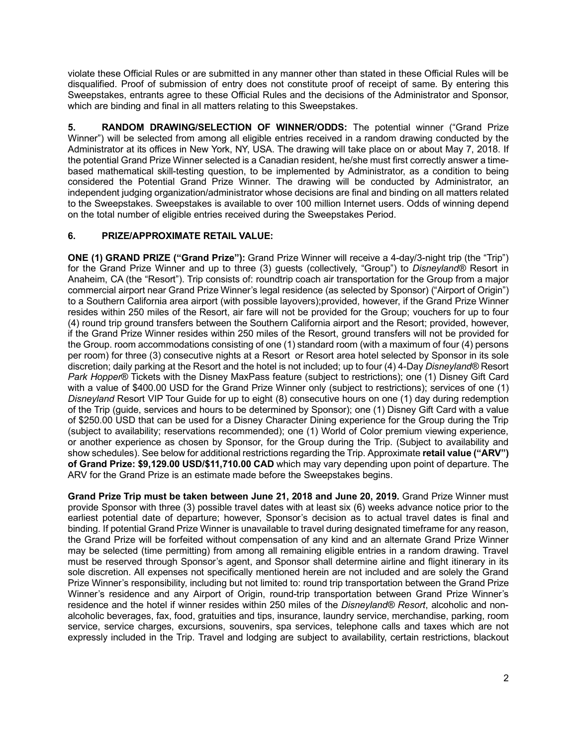violate these Official Rules or are submitted in any manner other than stated in these Official Rules will be disqualified. Proof of submission of entry does not constitute proof of receipt of same. By entering this Sweepstakes, entrants agree to these Official Rules and the decisions of the Administrator and Sponsor, which are binding and final in all matters relating to this Sweepstakes.

**5. RANDOM DRAWING/SELECTION OF WINNER/ODDS:** The potential winner ("Grand Prize Winner") will be selected from among all eligible entries received in a random drawing conducted by the Administrator at its offices in New York, NY, USA. The drawing will take place on or about May 7, 2018. If the potential Grand Prize Winner selected is a Canadian resident, he/she must first correctly answer a time-based mathematical skill-testing question, to be implemented by Administrator, as a condition to being considered the Potential Grand Prize Winner. The drawing will be conducted by Administrator, an independent judging organization/administrator whose decisions are final and binding on all matters related to the Sweepstakes. Sweepstakes is available to over 100 million Internet users. Odds of winning depend on the total number of eligible entries received during the Sweepstakes Period.

**6. PRIZE/APPROXIMATE RETAIL VALUE:**

**ONE (1) GRAND PRIZE ("Grand Prize"):** Grand Prize Winner will receive a 4-day/3-night trip (the "Trip") for the Grand Prize Winner and up to three (3) guests (collectively, "Group") to *Disneyland®* Resort in Anaheim, CA (the "Resort"). Trip consists of: roundtrip coach air transportation for the Group from a major commercial airport near Grand Prize Winner's legal residence (as selected by Sponsor) ("Airport of Origin") to a Southern California area airport (with possible layovers);provided, however, if the Grand Prize Winner resides within 250 miles of the Resort, air fare will not be provided for the Group; vouchers for up to four (4) round trip ground transfers between the Southern California airport and the Resort; provided, however, if the Grand Prize Winner resides within 250 miles of the Resort, ground transfers will not be provided for the Group. room accommodations consisting of one (1) standard room (with a maximum of four (4) persons per room) for three (3) consecutive nights at a Resort or Resort area hotel selected by Sponsor in its sole discretion; daily parking at the Resort and the hotel is not included; up to four (4) 4-Day *Disneyland®* Resort *Park Hopper®* Tickets with the Disney MaxPass feature (subject to restrictions); one (1) Disney Gift Card with a value of $400.00 USD for the Grand Prize Winner only (subject to restrictions); services of one (1) *Disneyland* Resort VIP Tour Guide for up to eight (8) consecutive hours on one (1) day during redemption of the Trip (guide, services and hours to be determined by Sponsor); one (1) Disney Gift Card with a value of $250.00 USD that can be used for a Disney Character Dining experience for the Group during the Trip (subject to availability; reservations recommended); one (1) World of Color premium viewing experience, or another experience as chosen by Sponsor, for the Group during the Trip. (Subject to availability and show schedules). See below for additional restrictions regarding the Trip. Approximate **retail value ("ARV") of Grand Prize: $9,129.00 USD/$11,710.00 CAD** which may vary depending upon point of departure. The ARV for the Grand Prize is an estimate made before the Sweepstakes begins.

**Grand Prize Trip must be taken between June 21, 2018 and June 20, 2019.** Grand Prize Winner must provide Sponsor with three (3) possible travel dates with at least six (6) weeks advance notice prior to the earliest potential date of departure; however, Sponsor's decision as to actual travel dates is final and binding. If potential Grand Prize Winner is unavailable to travel during designated timeframe for any reason, the Grand Prize will be forfeited without compensation of any kind and an alternate Grand Prize Winner may be selected (time permitting) from among all remaining eligible entries in a random drawing. Travel must be reserved through Sponsor's agent, and Sponsor shall determine airline and flight itinerary in its sole discretion. All expenses not specifically mentioned herein are not included and are solely the Grand Prize Winner's responsibility, including but not limited to: round trip transportation between the Grand Prize Winner's residence and any Airport of Origin, round-trip transportation between Grand Prize Winner's residence and the hotel if winner resides within 250 miles of the *Disneyland® Resort*, alcoholic and non-alcoholic beverages, fax, food, gratuities and tips, insurance, laundry service, merchandise, parking, room service, service charges, excursions, souvenirs, spa services, telephone calls and taxes which are not expressly included in the Trip. Travel and lodging are subject to availability, certain restrictions, blackout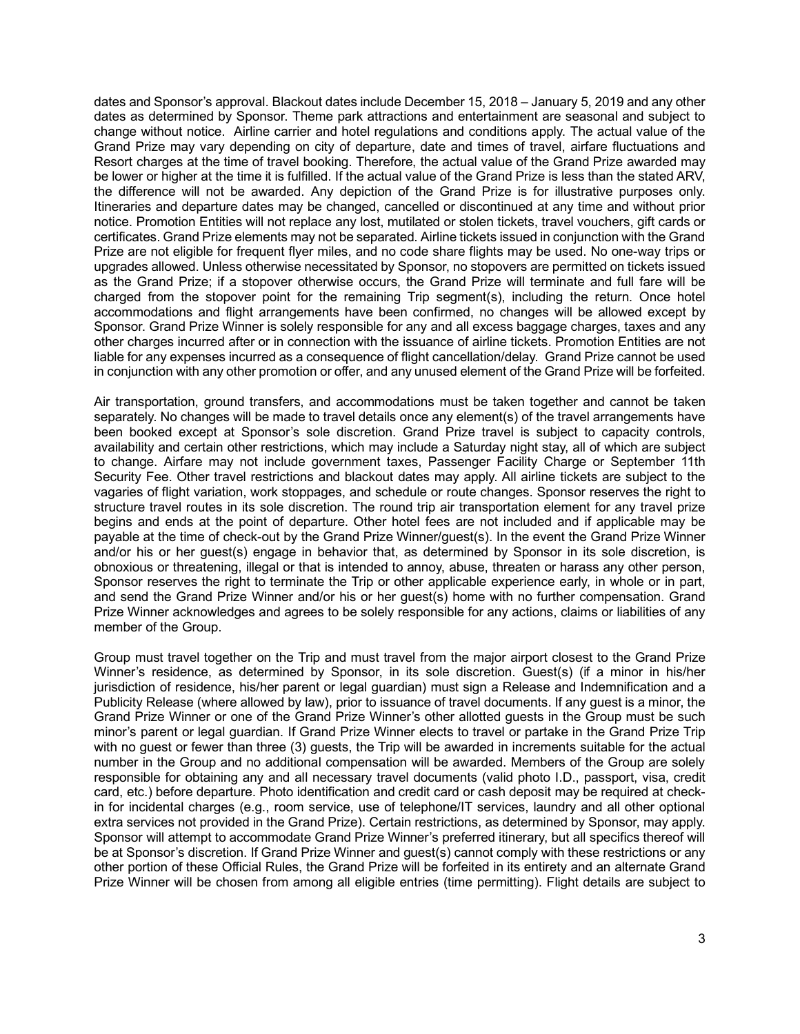dates and Sponsor's approval. Blackout dates include December 15, 2018 – January 5, 2019 and any other dates as determined by Sponsor. Theme park attractions and entertainment are seasonal and subject to change without notice. Airline carrier and hotel regulations and conditions apply. The actual value of the Grand Prize may vary depending on city of departure, date and times of travel, airfare fluctuations and Resort charges at the time of travel booking. Therefore, the actual value of the Grand Prize awarded may be lower or higher at the time it is fulfilled. If the actual value of the Grand Prize is less than the stated ARV, the difference will not be awarded. Any depiction of the Grand Prize is for illustrative purposes only. Itineraries and departure dates may be changed, cancelled or discontinued at any time and without prior notice. Promotion Entities will not replace any lost, mutilated or stolen tickets, travel vouchers, gift cards or certificates. Grand Prize elements may not be separated. Airline tickets issued in conjunction with the Grand Prize are not eligible for frequent flyer miles, and no code share flights may be used. No one-way trips or upgrades allowed. Unless otherwise necessitated by Sponsor, no stopovers are permitted on tickets issued as the Grand Prize; if a stopover otherwise occurs, the Grand Prize will terminate and full fare will be charged from the stopover point for the remaining Trip segment(s), including the return. Once hotel accommodations and flight arrangements have been confirmed, no changes will be allowed except by Sponsor. Grand Prize Winner is solely responsible for any and all excess baggage charges, taxes and any other charges incurred after or in connection with the issuance of airline tickets. Promotion Entities are not liable for any expenses incurred as a consequence of flight cancellation/delay. Grand Prize cannot be used in conjunction with any other promotion or offer, and any unused element of the Grand Prize will be forfeited.

Air transportation, ground transfers, and accommodations must be taken together and cannot be taken separately. No changes will be made to travel details once any element(s) of the travel arrangements have been booked except at Sponsor's sole discretion. Grand Prize travel is subject to capacity controls, availability and certain other restrictions, which may include a Saturday night stay, all of which are subject to change. Airfare may not include government taxes, Passenger Facility Charge or September 11th Security Fee. Other travel restrictions and blackout dates may apply. All airline tickets are subject to the vagaries of flight variation, work stoppages, and schedule or route changes. Sponsor reserves the right to structure travel routes in its sole discretion. The round trip air transportation element for any travel prize begins and ends at the point of departure. Other hotel fees are not included and if applicable may be payable at the time of check-out by the Grand Prize Winner/guest(s). In the event the Grand Prize Winner and/or his or her guest(s) engage in behavior that, as determined by Sponsor in its sole discretion, is obnoxious or threatening, illegal or that is intended to annoy, abuse, threaten or harass any other person, Sponsor reserves the right to terminate the Trip or other applicable experience early, in whole or in part, and send the Grand Prize Winner and/or his or her guest(s) home with no further compensation. Grand Prize Winner acknowledges and agrees to be solely responsible for any actions, claims or liabilities of any member of the Group.

Group must travel together on the Trip and must travel from the major airport closest to the Grand Prize Winner's residence, as determined by Sponsor, in its sole discretion. Guest(s) (if a minor in his/her jurisdiction of residence, his/her parent or legal guardian) must sign a Release and Indemnification and a Publicity Release (where allowed by law), prior to issuance of travel documents. If any guest is a minor, the Grand Prize Winner or one of the Grand Prize Winner's other allotted guests in the Group must be such minor's parent or legal guardian. If Grand Prize Winner elects to travel or partake in the Grand Prize Trip with no guest or fewer than three (3) guests, the Trip will be awarded in increments suitable for the actual number in the Group and no additional compensation will be awarded. Members of the Group are solely responsible for obtaining any and all necessary travel documents (valid photo I.D., passport, visa, credit card, etc.) before departure. Photo identification and credit card or cash deposit may be required at check-in for incidental charges (e.g., room service, use of telephone/IT services, laundry and all other optional extra services not provided in the Grand Prize). Certain restrictions, as determined by Sponsor, may apply. Sponsor will attempt to accommodate Grand Prize Winner's preferred itinerary, but all specifics thereof will be at Sponsor's discretion. If Grand Prize Winner and guest(s) cannot comply with these restrictions or any other portion of these Official Rules, the Grand Prize will be forfeited in its entirety and an alternate Grand Prize Winner will be chosen from among all eligible entries (time permitting). Flight details are subject to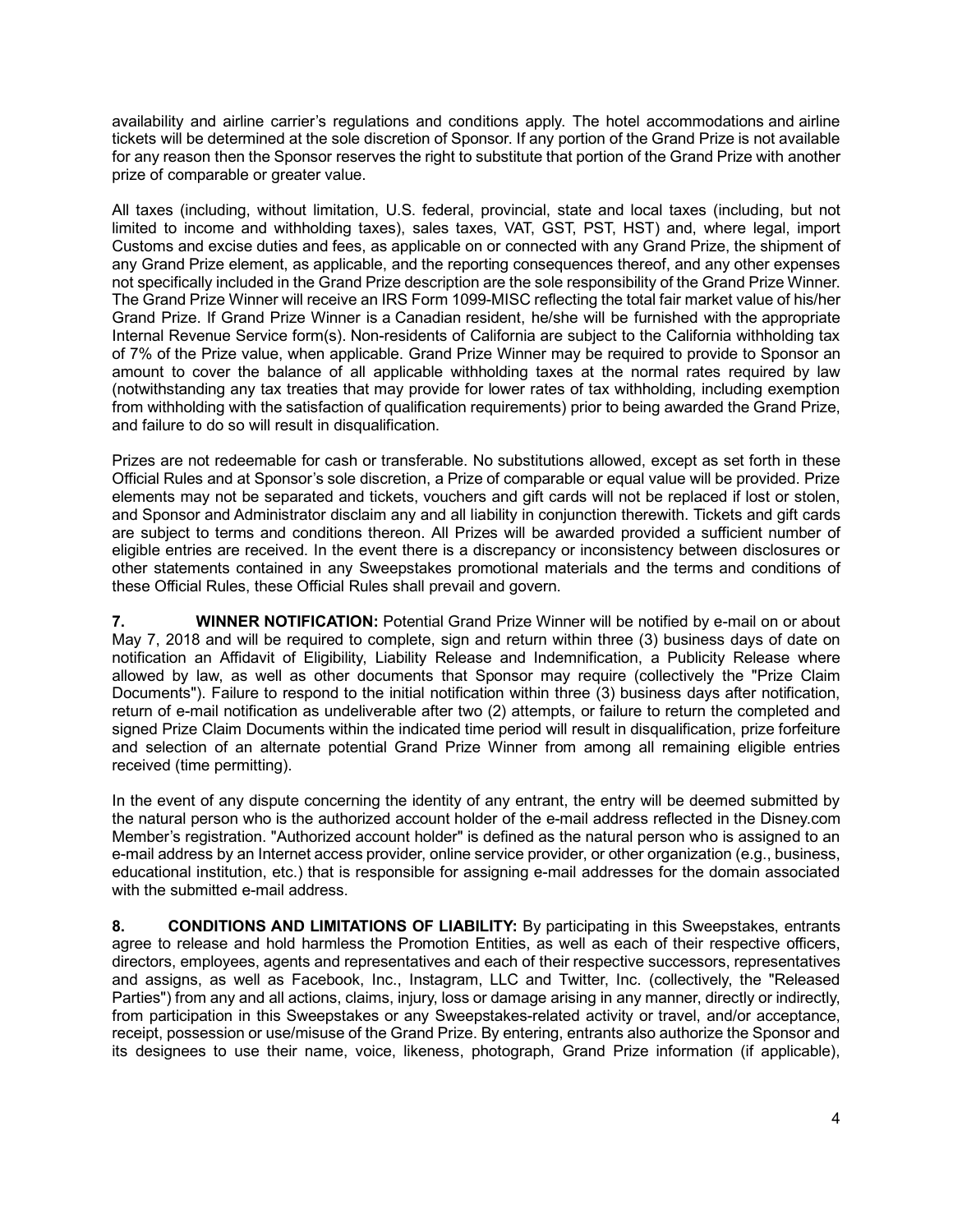availability and airline carrier's regulations and conditions apply. The hotel accommodations and airline tickets will be determined at the sole discretion of Sponsor. If any portion of the Grand Prize is not available for any reason then the Sponsor reserves the right to substitute that portion of the Grand Prize with another prize of comparable or greater value.

All taxes (including, without limitation, U.S. federal, provincial, state and local taxes (including, but not limited to income and withholding taxes), sales taxes, VAT, GST, PST, HST) and, where legal, import Customs and excise duties and fees, as applicable on or connected with any Grand Prize, the shipment of any Grand Prize element, as applicable, and the reporting consequences thereof, and any other expenses not specifically included in the Grand Prize description are the sole responsibility of the Grand Prize Winner. The Grand Prize Winner will receive an IRS Form 1099-MISC reflecting the total fair market value of his/her Grand Prize. If Grand Prize Winner is a Canadian resident, he/she will be furnished with the appropriate Internal Revenue Service form(s). Non-residents of California are subject to the California withholding tax of 7% of the Prize value, when applicable. Grand Prize Winner may be required to provide to Sponsor an amount to cover the balance of all applicable withholding taxes at the normal rates required by law (notwithstanding any tax treaties that may provide for lower rates of tax withholding, including exemption from withholding with the satisfaction of qualification requirements) prior to being awarded the Grand Prize, and failure to do so will result in disqualification.

Prizes are not redeemable for cash or transferable. No substitutions allowed, except as set forth in these Official Rules and at Sponsor's sole discretion, a Prize of comparable or equal value will be provided. Prize elements may not be separated and tickets, vouchers and gift cards will not be replaced if lost or stolen, and Sponsor and Administrator disclaim any and all liability in conjunction therewith. Tickets and gift cards are subject to terms and conditions thereon. All Prizes will be awarded provided a sufficient number of eligible entries are received. In the event there is a discrepancy or inconsistency between disclosures or other statements contained in any Sweepstakes promotional materials and the terms and conditions of these Official Rules, these Official Rules shall prevail and govern.

**7. WINNER NOTIFICATION:** Potential Grand Prize Winner will be notified by e-mail on or about May 7, 2018 and will be required to complete, sign and return within three (3) business days of date on notification an Affidavit of Eligibility, Liability Release and Indemnification, a Publicity Release where allowed by law, as well as other documents that Sponsor may require (collectively the "Prize Claim Documents"). Failure to respond to the initial notification within three (3) business days after notification, return of e-mail notification as undeliverable after two (2) attempts, or failure to return the completed and signed Prize Claim Documents within the indicated time period will result in disqualification, prize forfeiture and selection of an alternate potential Grand Prize Winner from among all remaining eligible entries received (time permitting).

In the event of any dispute concerning the identity of any entrant, the entry will be deemed submitted by the natural person who is the authorized account holder of the e-mail address reflected in the Disney.com Member's registration. "Authorized account holder" is defined as the natural person who is assigned to an e-mail address by an Internet access provider, online service provider, or other organization (e.g., business, educational institution, etc.) that is responsible for assigning e-mail addresses for the domain associated with the submitted e-mail address.

**8. CONDITIONS AND LIMITATIONS OF LIABILITY:** By participating in this Sweepstakes, entrants agree to release and hold harmless the Promotion Entities, as well as each of their respective officers, directors, employees, agents and representatives and each of their respective successors, representatives and assigns, as well as Facebook, Inc., Instagram, LLC and Twitter, Inc. (collectively, the "Released Parties") from any and all actions, claims, injury, loss or damage arising in any manner, directly or indirectly, from participation in this Sweepstakes or any Sweepstakes-related activity or travel, and/or acceptance, receipt, possession or use/misuse of the Grand Prize. By entering, entrants also authorize the Sponsor and its designees to use their name, voice, likeness, photograph, Grand Prize information (if applicable),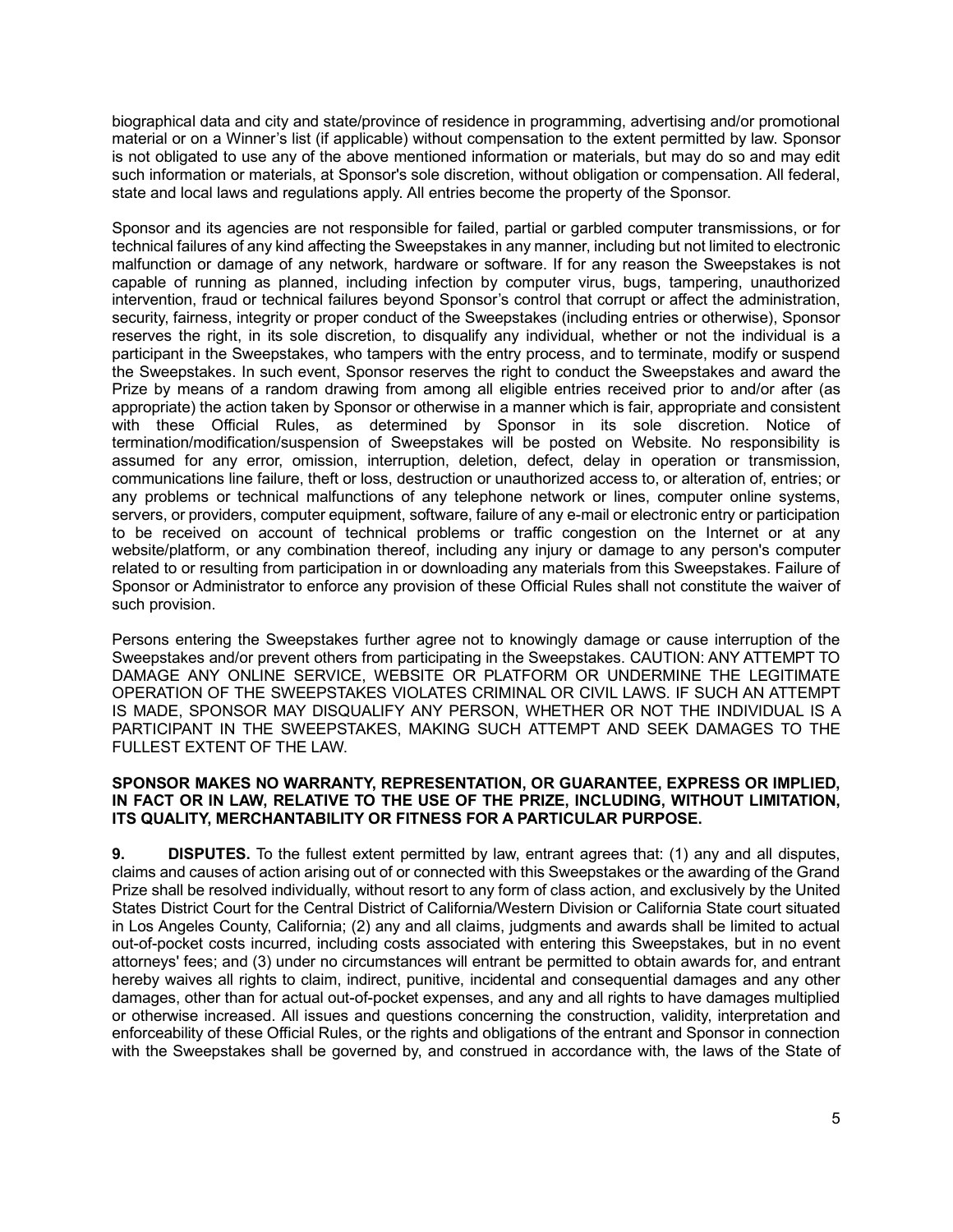biographical data and city and state/province of residence in programming, advertising and/or promotional material or on a Winner's list (if applicable) without compensation to the extent permitted by law. Sponsor is not obligated to use any of the above mentioned information or materials, but may do so and may edit such information or materials, at Sponsor's sole discretion, without obligation or compensation. All federal, state and local laws and regulations apply. All entries become the property of the Sponsor.

Sponsor and its agencies are not responsible for failed, partial or garbled computer transmissions, or for technical failures of any kind affecting the Sweepstakes in any manner, including but not limited to electronic malfunction or damage of any network, hardware or software. If for any reason the Sweepstakes is not capable of running as planned, including infection by computer virus, bugs, tampering, unauthorized intervention, fraud or technical failures beyond Sponsor's control that corrupt or affect the administration, security, fairness, integrity or proper conduct of the Sweepstakes (including entries or otherwise), Sponsor reserves the right, in its sole discretion, to disqualify any individual, whether or not the individual is a participant in the Sweepstakes, who tampers with the entry process, and to terminate, modify or suspend the Sweepstakes. In such event, Sponsor reserves the right to conduct the Sweepstakes and award the Prize by means of a random drawing from among all eligible entries received prior to and/or after (as appropriate) the action taken by Sponsor or otherwise in a manner which is fair, appropriate and consistent with these Official Rules, as determined by Sponsor in its sole discretion. Notice of termination/modification/suspension of Sweepstakes will be posted on Website. No responsibility is assumed for any error, omission, interruption, deletion, defect, delay in operation or transmission, communications line failure, theft or loss, destruction or unauthorized access to, or alteration of, entries; or any problems or technical malfunctions of any telephone network or lines, computer online systems, servers, or providers, computer equipment, software, failure of any e-mail or electronic entry or participation to be received on account of technical problems or traffic congestion on the Internet or at any website/platform, or any combination thereof, including any injury or damage to any person's computer related to or resulting from participation in or downloading any materials from this Sweepstakes. Failure of Sponsor or Administrator to enforce any provision of these Official Rules shall not constitute the waiver of such provision.

Persons entering the Sweepstakes further agree not to knowingly damage or cause interruption of the Sweepstakes and/or prevent others from participating in the Sweepstakes. CAUTION: ANY ATTEMPT TO DAMAGE ANY ONLINE SERVICE, WEBSITE OR PLATFORM OR UNDERMINE THE LEGITIMATE OPERATION OF THE SWEEPSTAKES VIOLATES CRIMINAL OR CIVIL LAWS. IF SUCH AN ATTEMPT IS MADE, SPONSOR MAY DISQUALIFY ANY PERSON, WHETHER OR NOT THE INDIVIDUAL IS A PARTICIPANT IN THE SWEEPSTAKES, MAKING SUCH ATTEMPT AND SEEK DAMAGES TO THE FULLEST EXTENT OF THE LAW.

**SPONSOR MAKES NO WARRANTY, REPRESENTATION, OR GUARANTEE, EXPRESS OR IMPLIED, IN FACT OR IN LAW, RELATIVE TO THE USE OF THE PRIZE, INCLUDING, WITHOUT LIMITATION, ITS QUALITY, MERCHANTABILITY OR FITNESS FOR A PARTICULAR PURPOSE.**

**9. DISPUTES.** To the fullest extent permitted by law, entrant agrees that: (1) any and all disputes, claims and causes of action arising out of or connected with this Sweepstakes or the awarding of the Grand Prize shall be resolved individually, without resort to any form of class action, and exclusively by the United States District Court for the Central District of California/Western Division or California State court situated in Los Angeles County, California; (2) any and all claims, judgments and awards shall be limited to actual out-of-pocket costs incurred, including costs associated with entering this Sweepstakes, but in no event attorneys' fees; and (3) under no circumstances will entrant be permitted to obtain awards for, and entrant hereby waives all rights to claim, indirect, punitive, incidental and consequential damages and any other damages, other than for actual out-of-pocket expenses, and any and all rights to have damages multiplied or otherwise increased. All issues and questions concerning the construction, validity, interpretation and enforceability of these Official Rules, or the rights and obligations of the entrant and Sponsor in connection with the Sweepstakes shall be governed by, and construed in accordance with, the laws of the State of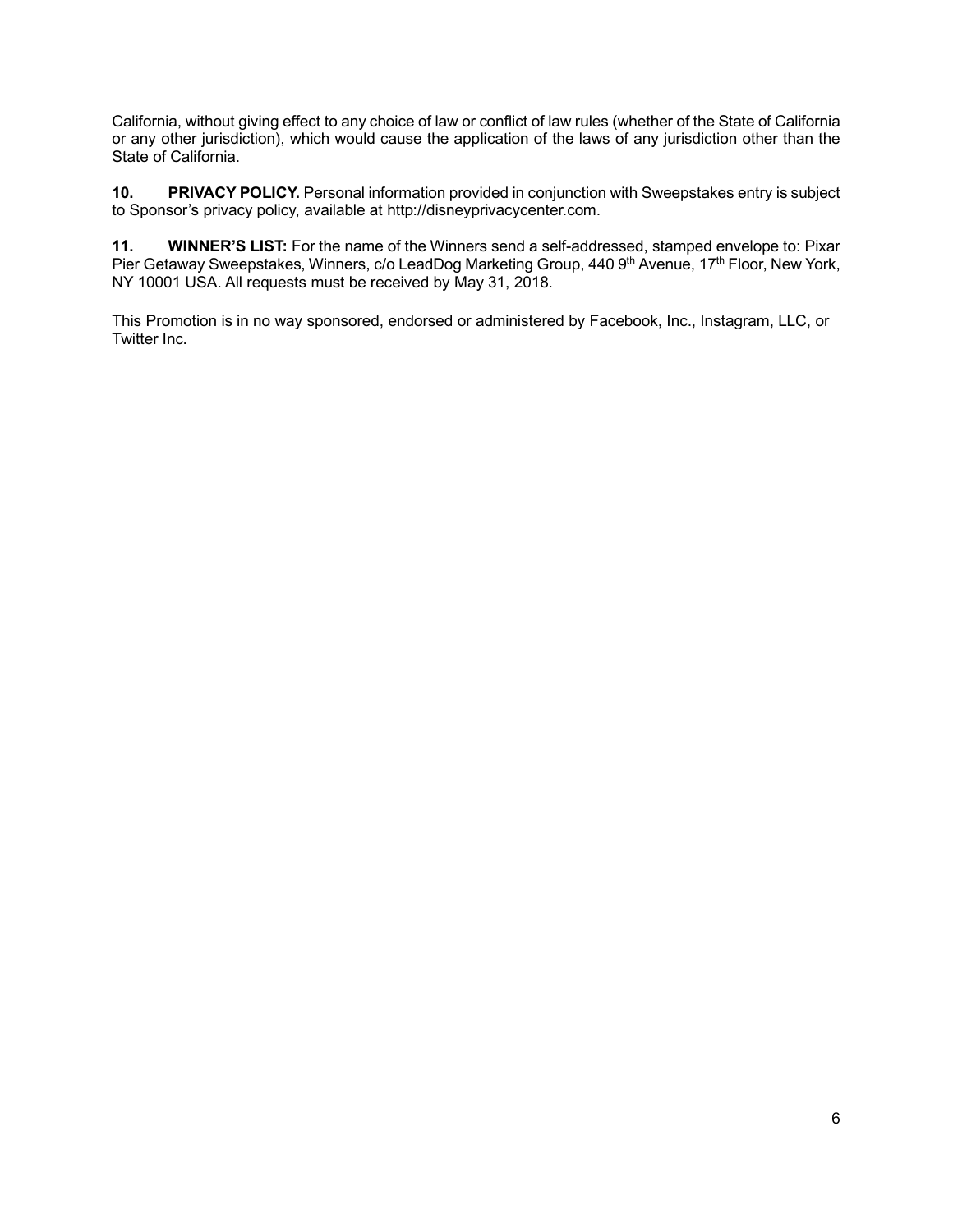California, without giving effect to any choice of law or conflict of law rules (whether of the State of California or any other jurisdiction), which would cause the application of the laws of any jurisdiction other than the State of California.

**10. PRIVACY POLICY.** Personal information provided in conjunction with Sweepstakes entry is subject to Sponsor's privacy policy, available at http://disneyprivacycenter.com.

**11. WINNER'S LIST:** For the name of the Winners send a self-addressed, stamped envelope to: Pixar Pier Getaway Sweepstakes, Winners, c/o LeadDog Marketing Group, 440 9th Avenue, 17th Floor, New York, NY 10001 USA. All requests must be received by May 31, 2018.

This Promotion is in no way sponsored, endorsed or administered by Facebook, Inc., Instagram, LLC, or Twitter Inc.